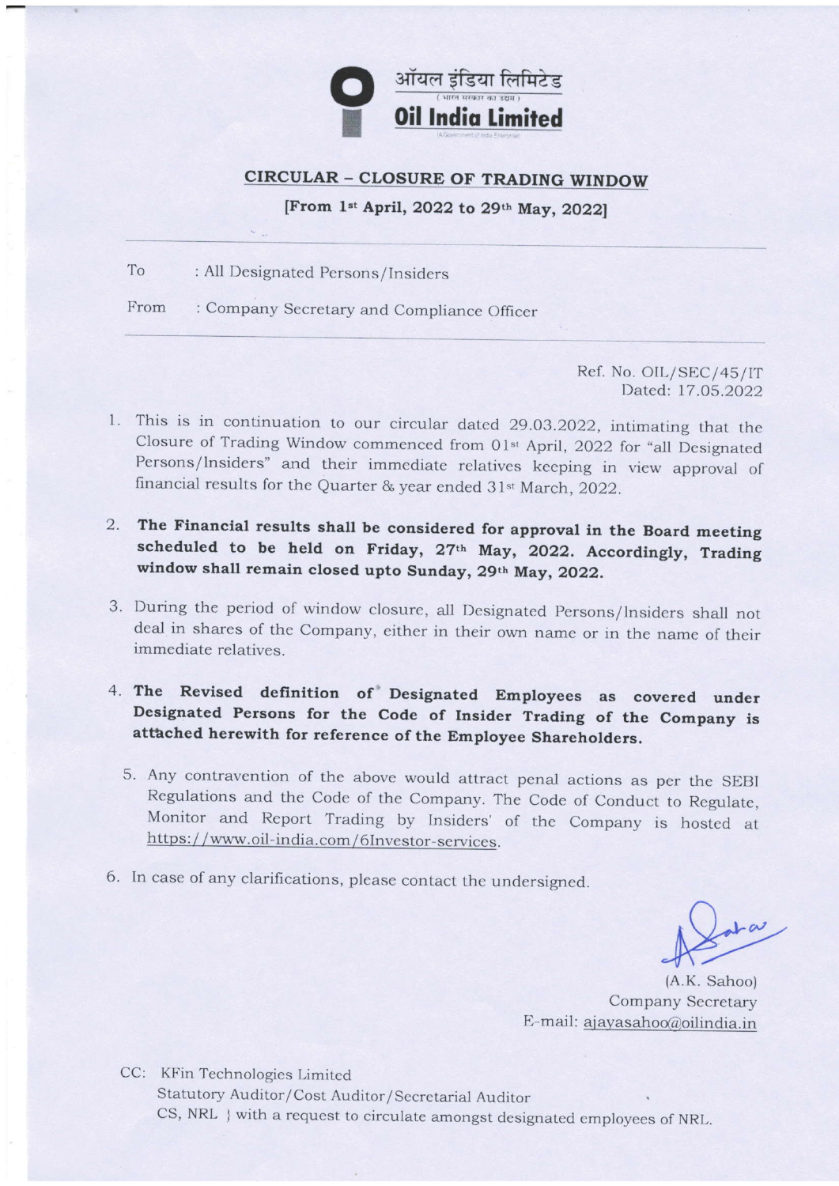ऑयल इंडिया लिमिटेड
(भारत सरकार का उद्यम)
**Oil India Limited**
(A Government of India Enterprise)

## CIRCULAR – CLOSURE OF TRADING WINDOW

**[From 1st April, 2022 to 29th May, 2022]**

To : All Designated Persons/Insiders

From : Company Secretary and Compliance Officer

Ref. No. OIL/SEC/45/IT
Dated: 17.05.2022

1. This is in continuation to our circular dated 29.03.2022, intimating that the Closure of Trading Window commenced from 01st April, 2022 for "all Designated Persons/Insiders" and their immediate relatives keeping in view approval of financial results for the Quarter & year ended 31st March, 2022.

2. **The Financial results shall be considered for approval in the Board meeting scheduled to be held on Friday, 27th May, 2022. Accordingly, Trading window shall remain closed upto Sunday, 29th May, 2022.**

3. During the period of window closure, all Designated Persons/Insiders shall not deal in shares of the Company, either in their own name or in the name of their immediate relatives.

4. **The Revised definition of Designated Employees as covered under Designated Persons for the Code of Insider Trading of the Company is attached herewith for reference of the Employee Shareholders.**

5. Any contravention of the above would attract penal actions as per the SEBI Regulations and the Code of the Company. The Code of Conduct to Regulate, Monitor and Report Trading by Insiders' of the Company is hosted at https://www.oil-india.com/6Investor-services.

6. In case of any clarifications, please contact the undersigned.

(A.K. Sahoo)
Company Secretary
E-mail: ajayasahoo@oilindia.in

CC: KFin Technologies Limited
Statutory Auditor/Cost Auditor/Secretarial Auditor
CS, NRL } with a request to circulate amongst designated employees of NRL.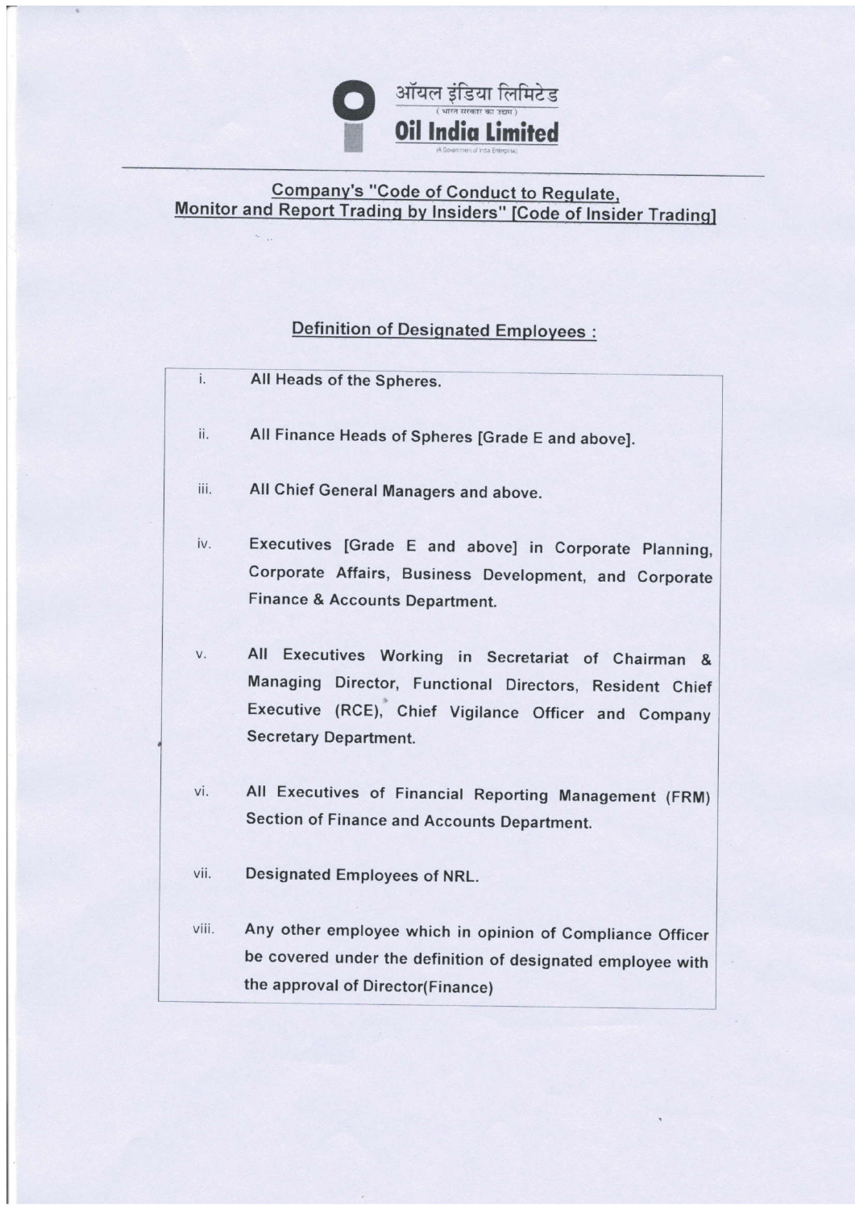ऑयल इंडिया लिमिटेड
( भारत सरकार का उद्यम )
**Oil India Limited**
(A Government of India Enterprise)

## Company's "Code of Conduct to Regulate, Monitor and Report Trading by Insiders" [Code of Insider Trading]

### Definition of Designated Employees :

| | |
|---|---|
| i. | All Heads of the Spheres. |
| ii. | All Finance Heads of Spheres [Grade E and above]. |
| iii. | All Chief General Managers and above. |
| iv. | Executives [Grade E and above] in Corporate Planning, Corporate Affairs, Business Development, and Corporate Finance & Accounts Department. |
| v. | All Executives Working in Secretariat of Chairman & Managing Director, Functional Directors, Resident Chief Executive (RCE), Chief Vigilance Officer and Company Secretary Department. |
| vi. | All Executives of Financial Reporting Management (FRM) Section of Finance and Accounts Department. |
| vii. | Designated Employees of NRL. |
| viii. | Any other employee which in opinion of Compliance Officer be covered under the definition of designated employee with the approval of Director(Finance) |